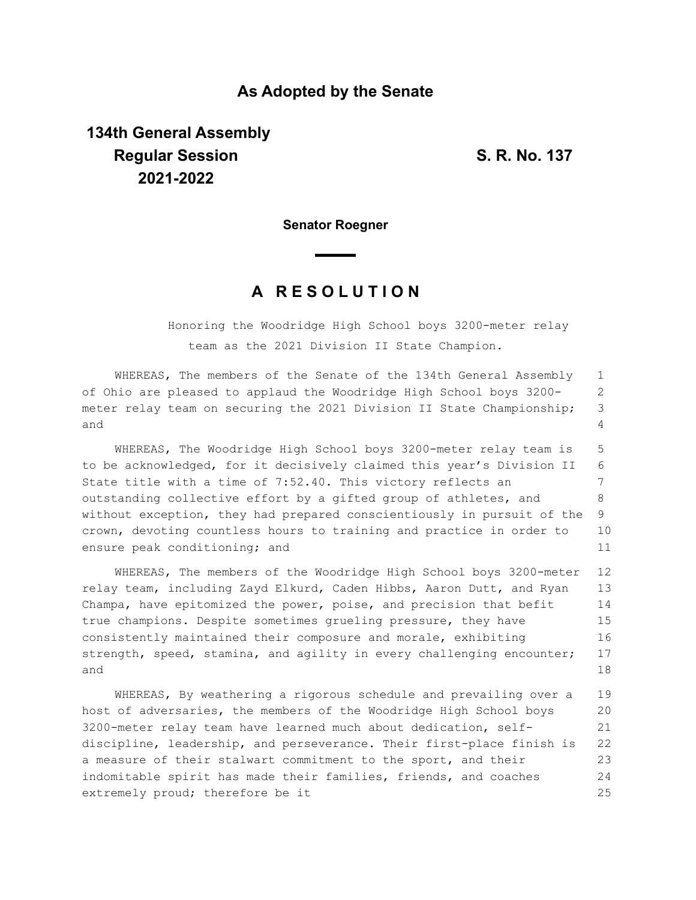## As Adopted by the Senate

**134th General Assembly**
**Regular Session**
**2021-2022**

**S. R. No. 137**

**Senator Roegner**

# A R E S O L U T I O N

Honoring the Woodridge High School boys 3200-meter relay team as the 2021 Division II State Champion.

WHEREAS, The members of the Senate of the 134th General Assembly of Ohio are pleased to applaud the Woodridge High School boys 3200-meter relay team on securing the 2021 Division II State Championship; and

WHEREAS, The Woodridge High School boys 3200-meter relay team is to be acknowledged, for it decisively claimed this year's Division II State title with a time of 7:52.40. This victory reflects an outstanding collective effort by a gifted group of athletes, and without exception, they had prepared conscientiously in pursuit of the crown, devoting countless hours to training and practice in order to ensure peak conditioning; and

WHEREAS, The members of the Woodridge High School boys 3200-meter relay team, including Zayd Elkurd, Caden Hibbs, Aaron Dutt, and Ryan Champa, have epitomized the power, poise, and precision that befit true champions. Despite sometimes grueling pressure, they have consistently maintained their composure and morale, exhibiting strength, speed, stamina, and agility in every challenging encounter; and

WHEREAS, By weathering a rigorous schedule and prevailing over a host of adversaries, the members of the Woodridge High School boys 3200-meter relay team have learned much about dedication, self-discipline, leadership, and perseverance. Their first-place finish is a measure of their stalwart commitment to the sport, and their indomitable spirit has made their families, friends, and coaches extremely proud; therefore be it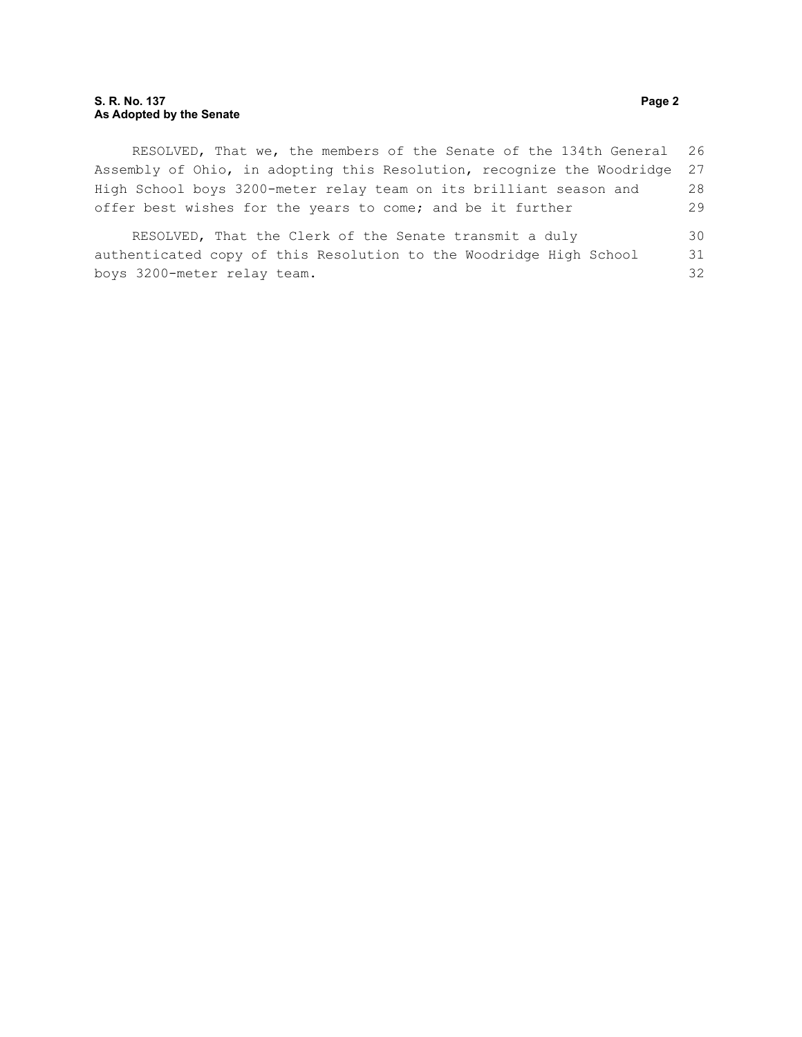RESOLVED, That we, the members of the Senate of the 134th General Assembly of Ohio, in adopting this Resolution, recognize the Woodridge High School boys 3200-meter relay team on its brilliant season and offer best wishes for the years to come; and be it further

RESOLVED, That the Clerk of the Senate transmit a duly authenticated copy of this Resolution to the Woodridge High School boys 3200-meter relay team.